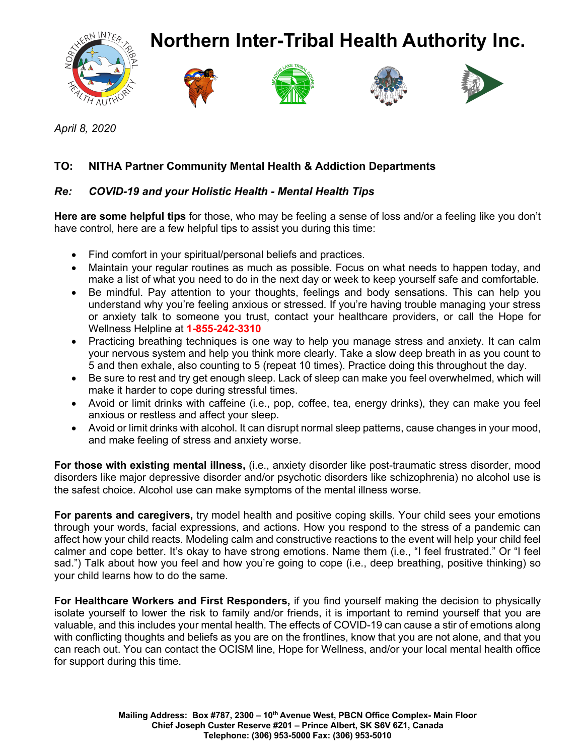# Northern Inter-Tribal Health Authority Inc.

*April 8, 2020*

**TO: NITHA Partner Community Mental Health & Addiction Departments**

***Re: COVID-19 and your Holistic Health - Mental Health Tips***

**Here are some helpful tips** for those, who may be feeling a sense of loss and/or a feeling like you don't have control, here are a few helpful tips to assist you during this time:

- Find comfort in your spiritual/personal beliefs and practices.
- Maintain your regular routines as much as possible. Focus on what needs to happen today, and make a list of what you need to do in the next day or week to keep yourself safe and comfortable.
- Be mindful. Pay attention to your thoughts, feelings and body sensations. This can help you understand why you're feeling anxious or stressed. If you're having trouble managing your stress or anxiety talk to someone you trust, contact your healthcare providers, or call the Hope for Wellness Helpline at **1-855-242-3310**
- Practicing breathing techniques is one way to help you manage stress and anxiety. It can calm your nervous system and help you think more clearly. Take a slow deep breath in as you count to 5 and then exhale, also counting to 5 (repeat 10 times). Practice doing this throughout the day.
- Be sure to rest and try get enough sleep. Lack of sleep can make you feel overwhelmed, which will make it harder to cope during stressful times.
- Avoid or limit drinks with caffeine (i.e., pop, coffee, tea, energy drinks), they can make you feel anxious or restless and affect your sleep.
- Avoid or limit drinks with alcohol. It can disrupt normal sleep patterns, cause changes in your mood, and make feeling of stress and anxiety worse.

**For those with existing mental illness,** (i.e., anxiety disorder like post-traumatic stress disorder, mood disorders like major depressive disorder and/or psychotic disorders like schizophrenia) no alcohol use is the safest choice. Alcohol use can make symptoms of the mental illness worse.

**For parents and caregivers,** try model health and positive coping skills. Your child sees your emotions through your words, facial expressions, and actions. How you respond to the stress of a pandemic can affect how your child reacts. Modeling calm and constructive reactions to the event will help your child feel calmer and cope better. It's okay to have strong emotions. Name them (i.e., "I feel frustrated." Or "I feel sad.") Talk about how you feel and how you're going to cope (i.e., deep breathing, positive thinking) so your child learns how to do the same.

**For Healthcare Workers and First Responders,** if you find yourself making the decision to physically isolate yourself to lower the risk to family and/or friends, it is important to remind yourself that you are valuable, and this includes your mental health. The effects of COVID-19 can cause a stir of emotions along with conflicting thoughts and beliefs as you are on the frontlines, know that you are not alone, and that you can reach out. You can contact the OCISM line, Hope for Wellness, and/or your local mental health office for support during this time.

**Mailing Address: Box #787, 2300 – 10th Avenue West, PBCN Office Complex- Main Floor**
**Chief Joseph Custer Reserve #201 – Prince Albert, SK S6V 6Z1, Canada**
**Telephone: (306) 953-5000 Fax: (306) 953-5010**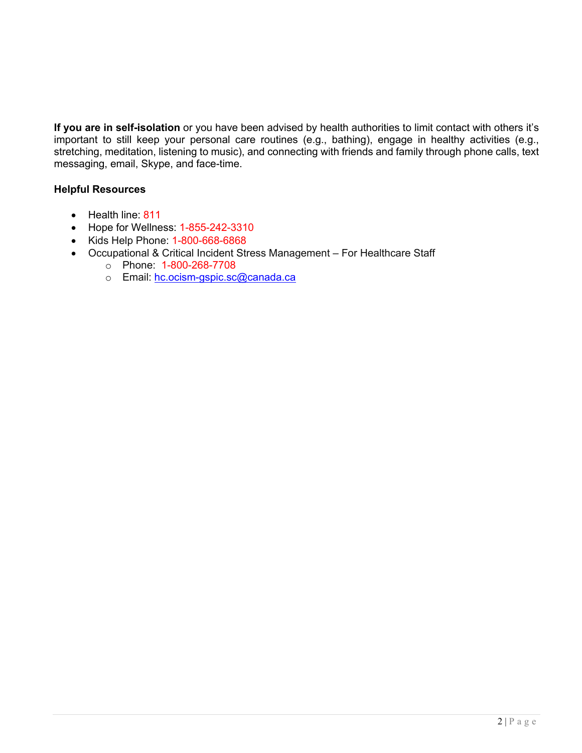**If you are in self-isolation** or you have been advised by health authorities to limit contact with others it's important to still keep your personal care routines (e.g., bathing), engage in healthy activities (e.g., stretching, meditation, listening to music), and connecting with friends and family through phone calls, text messaging, email, Skype, and face-time.

**Helpful Resources**

- Health line: 811
- Hope for Wellness: 1-855-242-3310
- Kids Help Phone: 1-800-668-6868
- Occupational & Critical Incident Stress Management – For Healthcare Staff
  - Phone: 1-800-268-7708
  - Email: hc.ocism-gspic.sc@canada.ca